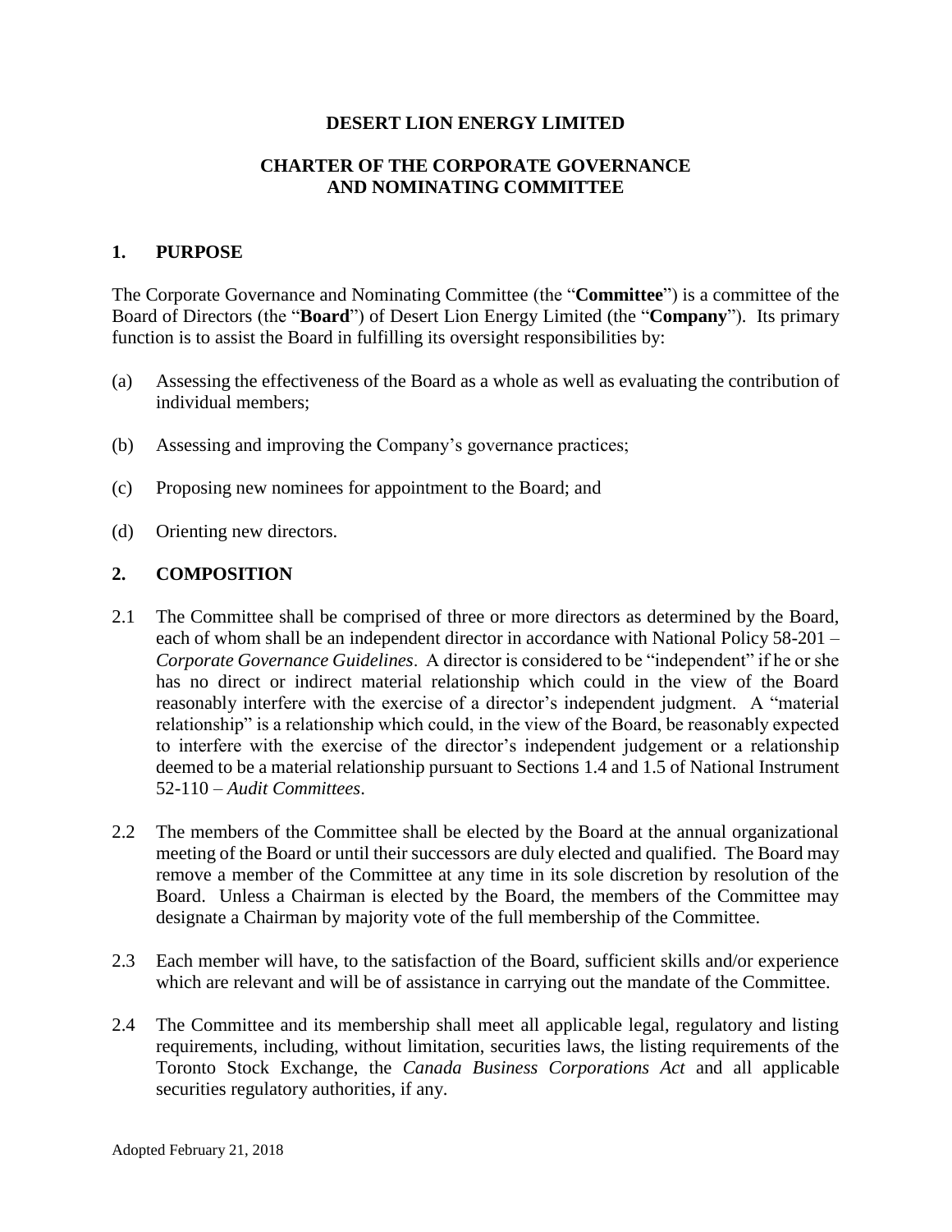# DESERT LION ENERGY LIMITED

## CHARTER OF THE CORPORATE GOVERNANCE AND NOMINATING COMMITTEE

### 1. PURPOSE

The Corporate Governance and Nominating Committee (the "**Committee**") is a committee of the Board of Directors (the "**Board**") of Desert Lion Energy Limited (the "**Company**"). Its primary function is to assist the Board in fulfilling its oversight responsibilities by:

(a) Assessing the effectiveness of the Board as a whole as well as evaluating the contribution of individual members;

(b) Assessing and improving the Company's governance practices;

(c) Proposing new nominees for appointment to the Board; and

(d) Orienting new directors.

### 2. COMPOSITION

2.1 The Committee shall be comprised of three or more directors as determined by the Board, each of whom shall be an independent director in accordance with National Policy 58-201 – *Corporate Governance Guidelines*. A director is considered to be "independent" if he or she has no direct or indirect material relationship which could in the view of the Board reasonably interfere with the exercise of a director's independent judgment. A "material relationship" is a relationship which could, in the view of the Board, be reasonably expected to interfere with the exercise of the director's independent judgement or a relationship deemed to be a material relationship pursuant to Sections 1.4 and 1.5 of National Instrument 52-110 – *Audit Committees*.

2.2 The members of the Committee shall be elected by the Board at the annual organizational meeting of the Board or until their successors are duly elected and qualified. The Board may remove a member of the Committee at any time in its sole discretion by resolution of the Board. Unless a Chairman is elected by the Board, the members of the Committee may designate a Chairman by majority vote of the full membership of the Committee.

2.3 Each member will have, to the satisfaction of the Board, sufficient skills and/or experience which are relevant and will be of assistance in carrying out the mandate of the Committee.

2.4 The Committee and its membership shall meet all applicable legal, regulatory and listing requirements, including, without limitation, securities laws, the listing requirements of the Toronto Stock Exchange, the *Canada Business Corporations Act* and all applicable securities regulatory authorities, if any.

Adopted February 21, 2018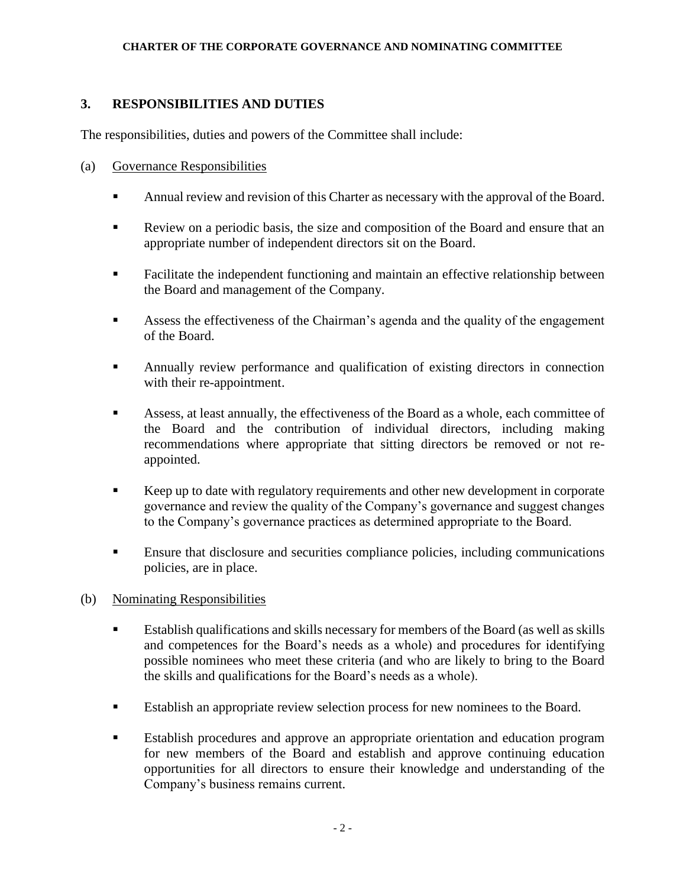## 3. RESPONSIBILITIES AND DUTIES

The responsibilities, duties and powers of the Committee shall include:

(a) Governance Responsibilities

- Annual review and revision of this Charter as necessary with the approval of the Board.
- Review on a periodic basis, the size and composition of the Board and ensure that an appropriate number of independent directors sit on the Board.
- Facilitate the independent functioning and maintain an effective relationship between the Board and management of the Company.
- Assess the effectiveness of the Chairman's agenda and the quality of the engagement of the Board.
- Annually review performance and qualification of existing directors in connection with their re-appointment.
- Assess, at least annually, the effectiveness of the Board as a whole, each committee of the Board and the contribution of individual directors, including making recommendations where appropriate that sitting directors be removed or not re-appointed.
- Keep up to date with regulatory requirements and other new development in corporate governance and review the quality of the Company's governance and suggest changes to the Company's governance practices as determined appropriate to the Board.
- Ensure that disclosure and securities compliance policies, including communications policies, are in place.

(b) Nominating Responsibilities

- Establish qualifications and skills necessary for members of the Board (as well as skills and competences for the Board's needs as a whole) and procedures for identifying possible nominees who meet these criteria (and who are likely to bring to the Board the skills and qualifications for the Board's needs as a whole).
- Establish an appropriate review selection process for new nominees to the Board.
- Establish procedures and approve an appropriate orientation and education program for new members of the Board and establish and approve continuing education opportunities for all directors to ensure their knowledge and understanding of the Company's business remains current.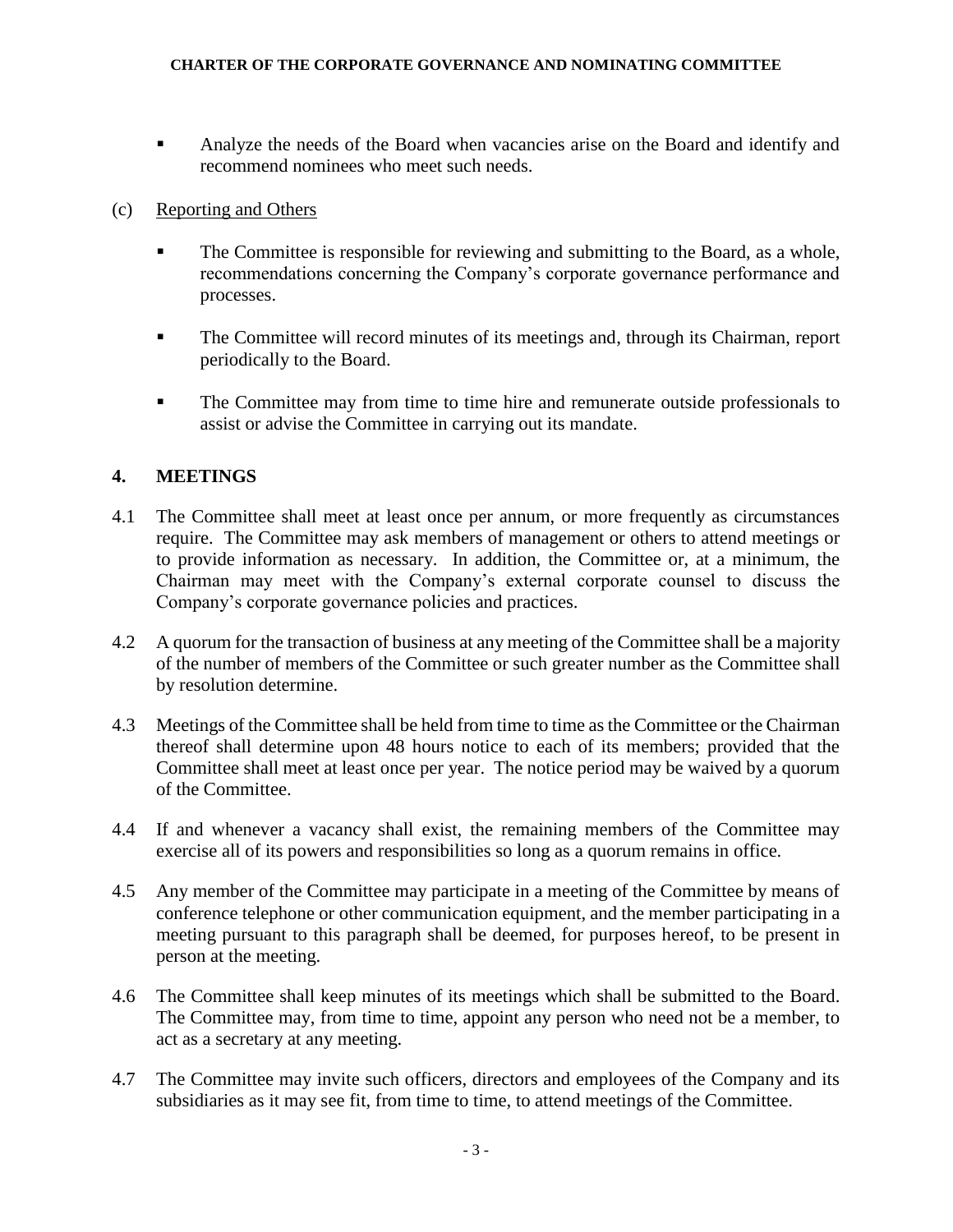- Analyze the needs of the Board when vacancies arise on the Board and identify and recommend nominees who meet such needs.

(c) Reporting and Others

- The Committee is responsible for reviewing and submitting to the Board, as a whole, recommendations concerning the Company's corporate governance performance and processes.
- The Committee will record minutes of its meetings and, through its Chairman, report periodically to the Board.
- The Committee may from time to time hire and remunerate outside professionals to assist or advise the Committee in carrying out its mandate.

## 4. MEETINGS

4.1 The Committee shall meet at least once per annum, or more frequently as circumstances require. The Committee may ask members of management or others to attend meetings or to provide information as necessary. In addition, the Committee or, at a minimum, the Chairman may meet with the Company's external corporate counsel to discuss the Company's corporate governance policies and practices.

4.2 A quorum for the transaction of business at any meeting of the Committee shall be a majority of the number of members of the Committee or such greater number as the Committee shall by resolution determine.

4.3 Meetings of the Committee shall be held from time to time as the Committee or the Chairman thereof shall determine upon 48 hours notice to each of its members; provided that the Committee shall meet at least once per year. The notice period may be waived by a quorum of the Committee.

4.4 If and whenever a vacancy shall exist, the remaining members of the Committee may exercise all of its powers and responsibilities so long as a quorum remains in office.

4.5 Any member of the Committee may participate in a meeting of the Committee by means of conference telephone or other communication equipment, and the member participating in a meeting pursuant to this paragraph shall be deemed, for purposes hereof, to be present in person at the meeting.

4.6 The Committee shall keep minutes of its meetings which shall be submitted to the Board. The Committee may, from time to time, appoint any person who need not be a member, to act as a secretary at any meeting.

4.7 The Committee may invite such officers, directors and employees of the Company and its subsidiaries as it may see fit, from time to time, to attend meetings of the Committee.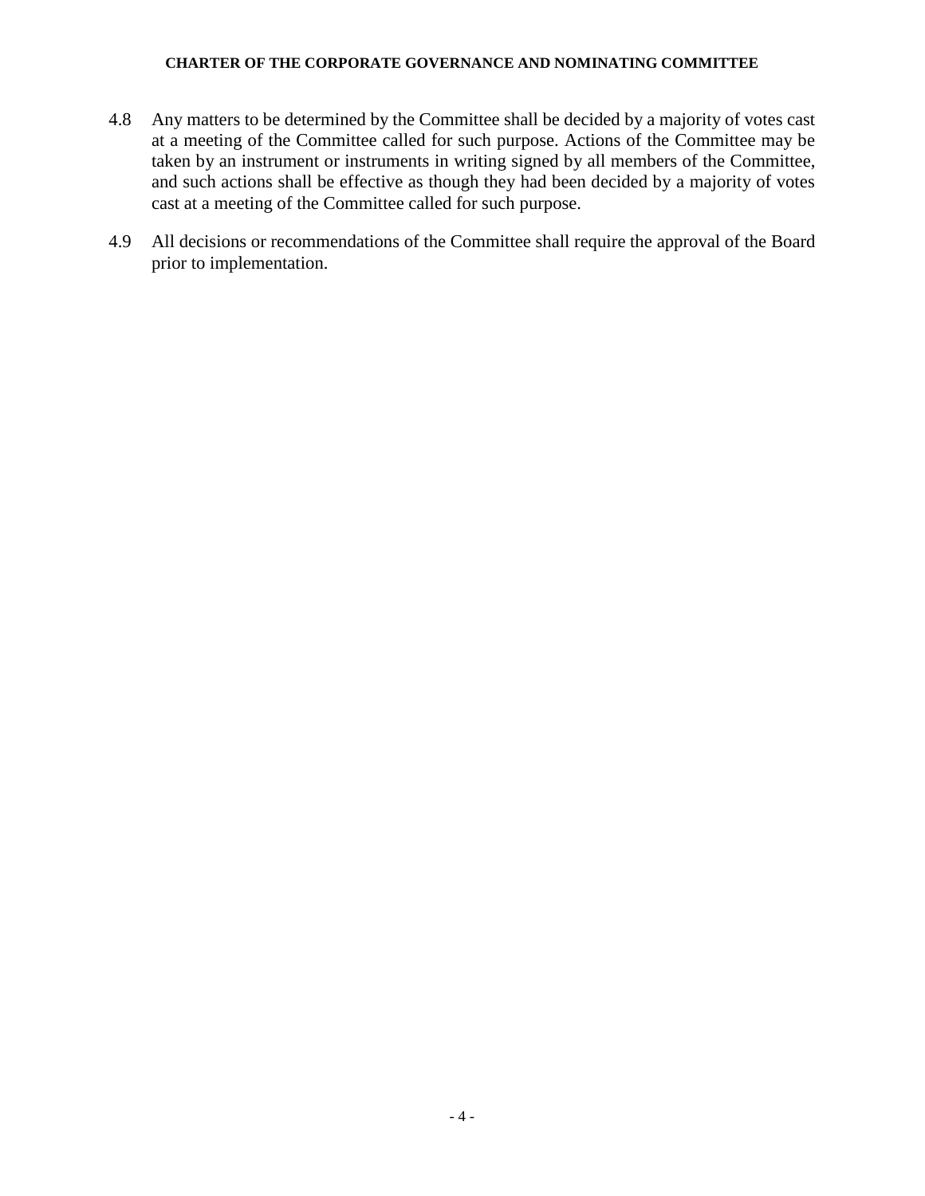4.8 Any matters to be determined by the Committee shall be decided by a majority of votes cast at a meeting of the Committee called for such purpose. Actions of the Committee may be taken by an instrument or instruments in writing signed by all members of the Committee, and such actions shall be effective as though they had been decided by a majority of votes cast at a meeting of the Committee called for such purpose.

4.9 All decisions or recommendations of the Committee shall require the approval of the Board prior to implementation.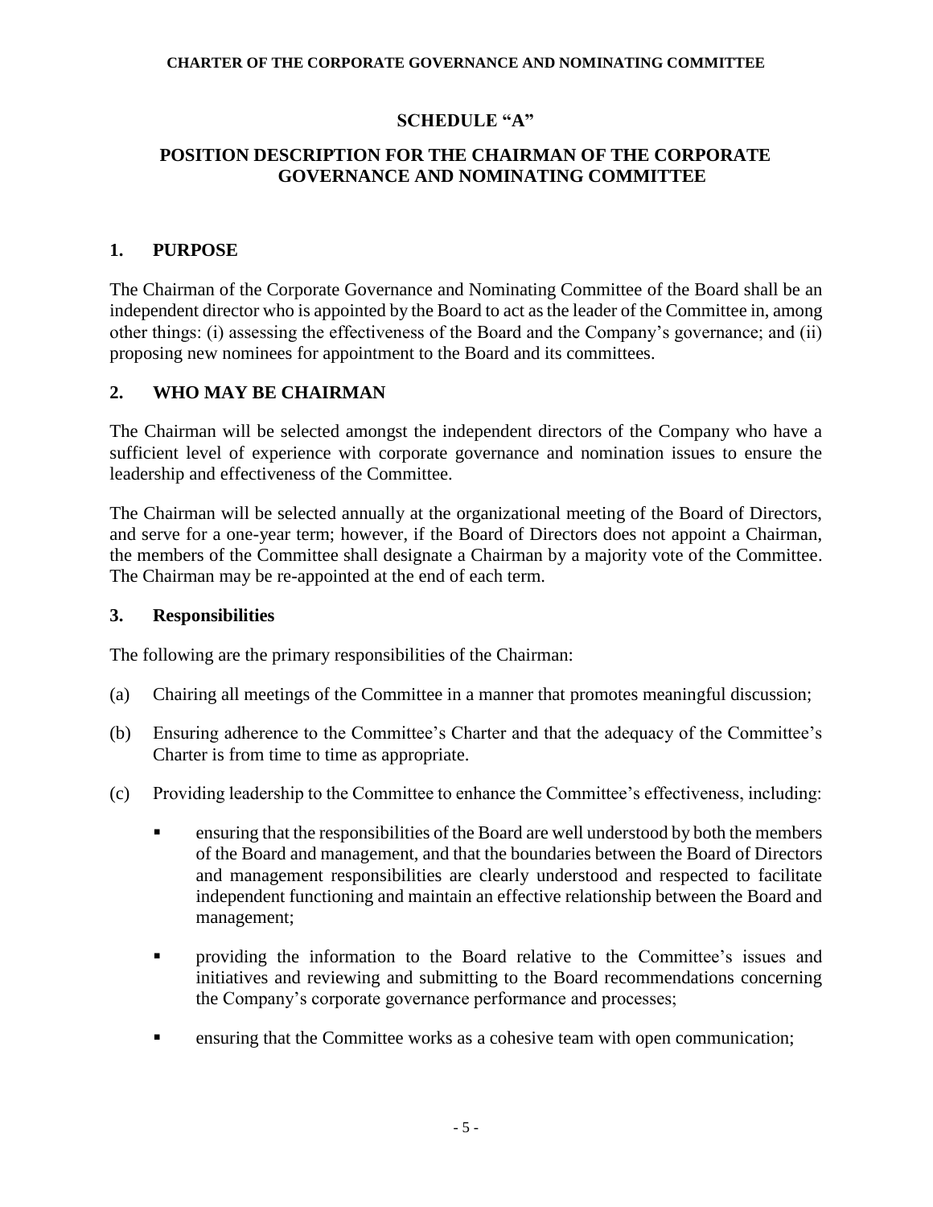# SCHEDULE "A"

# POSITION DESCRIPTION FOR THE CHAIRMAN OF THE CORPORATE GOVERNANCE AND NOMINATING COMMITTEE

## 1. PURPOSE

The Chairman of the Corporate Governance and Nominating Committee of the Board shall be an independent director who is appointed by the Board to act as the leader of the Committee in, among other things: (i) assessing the effectiveness of the Board and the Company's governance; and (ii) proposing new nominees for appointment to the Board and its committees.

## 2. WHO MAY BE CHAIRMAN

The Chairman will be selected amongst the independent directors of the Company who have a sufficient level of experience with corporate governance and nomination issues to ensure the leadership and effectiveness of the Committee.

The Chairman will be selected annually at the organizational meeting of the Board of Directors, and serve for a one-year term; however, if the Board of Directors does not appoint a Chairman, the members of the Committee shall designate a Chairman by a majority vote of the Committee. The Chairman may be re-appointed at the end of each term.

## 3. Responsibilities

The following are the primary responsibilities of the Chairman:

(a) Chairing all meetings of the Committee in a manner that promotes meaningful discussion;

(b) Ensuring adherence to the Committee's Charter and that the adequacy of the Committee's Charter is from time to time as appropriate.

(c) Providing leadership to the Committee to enhance the Committee's effectiveness, including:

- ensuring that the responsibilities of the Board are well understood by both the members of the Board and management, and that the boundaries between the Board of Directors and management responsibilities are clearly understood and respected to facilitate independent functioning and maintain an effective relationship between the Board and management;
- providing the information to the Board relative to the Committee's issues and initiatives and reviewing and submitting to the Board recommendations concerning the Company's corporate governance performance and processes;
- ensuring that the Committee works as a cohesive team with open communication;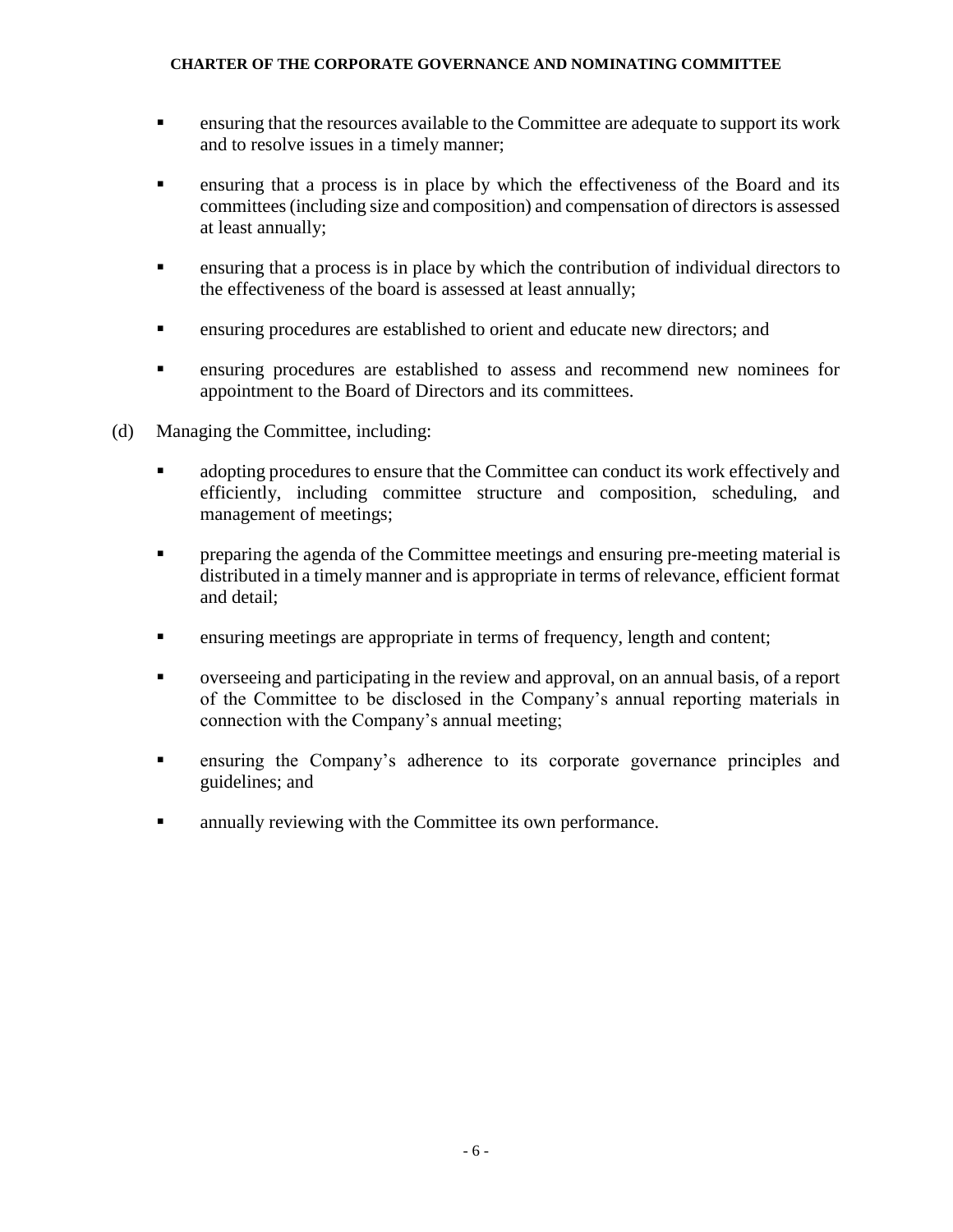- ensuring that the resources available to the Committee are adequate to support its work and to resolve issues in a timely manner;

- ensuring that a process is in place by which the effectiveness of the Board and its committees (including size and composition) and compensation of directors is assessed at least annually;

- ensuring that a process is in place by which the contribution of individual directors to the effectiveness of the board is assessed at least annually;

- ensuring procedures are established to orient and educate new directors; and

- ensuring procedures are established to assess and recommend new nominees for appointment to the Board of Directors and its committees.

(d) Managing the Committee, including:

- adopting procedures to ensure that the Committee can conduct its work effectively and efficiently, including committee structure and composition, scheduling, and management of meetings;

- preparing the agenda of the Committee meetings and ensuring pre-meeting material is distributed in a timely manner and is appropriate in terms of relevance, efficient format and detail;

- ensuring meetings are appropriate in terms of frequency, length and content;

- overseeing and participating in the review and approval, on an annual basis, of a report of the Committee to be disclosed in the Company's annual reporting materials in connection with the Company's annual meeting;

- ensuring the Company's adherence to its corporate governance principles and guidelines; and

- annually reviewing with the Committee its own performance.